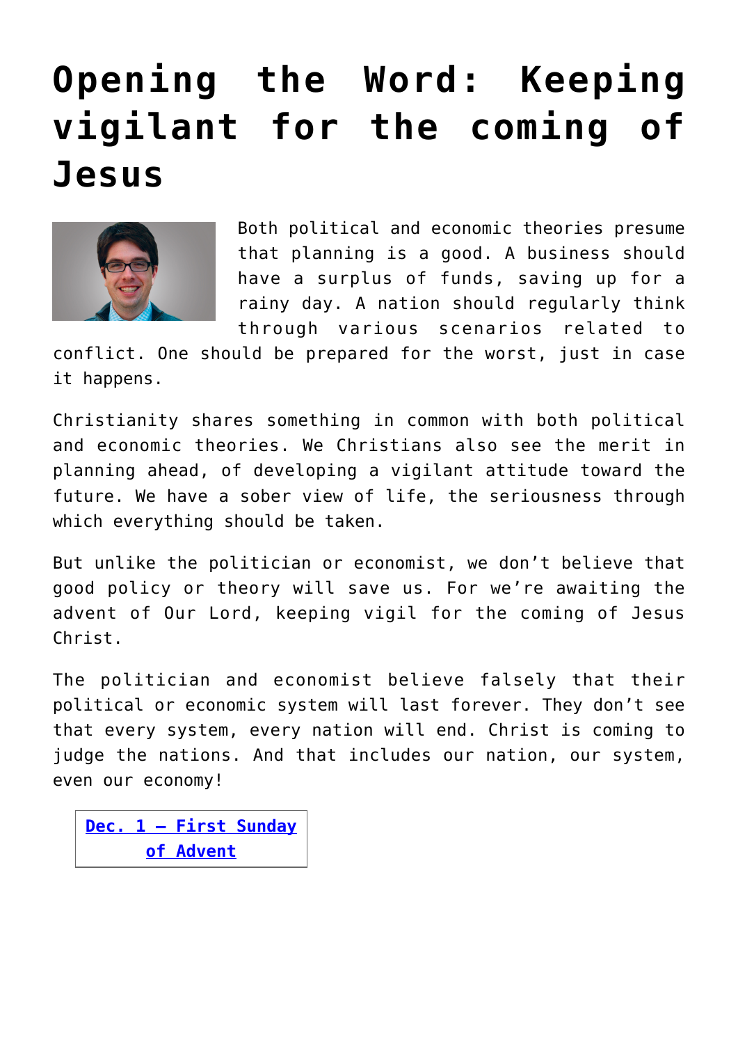# Opening the Word: Keeping vigilant for the coming of Jesus

Both political and economic theories presume that planning is a good. A business should have a surplus of funds, saving up for a rainy day. A nation should regularly think through various scenarios related to conflict. One should be prepared for the worst, just in case it happens.

Christianity shares something in common with both political and economic theories. We Christians also see the merit in planning ahead, of developing a vigilant attitude toward the future. We have a sober view of life, the seriousness through which everything should be taken.

But unlike the politician or economist, we don't believe that good policy or theory will save us. For we're awaiting the advent of Our Lord, keeping vigil for the coming of Jesus Christ.

The politician and economist believe falsely that their political or economic system will last forever. They don't see that every system, every nation will end. Christ is coming to judge the nations. And that includes our nation, our system, even our economy!

**Dec. 1 — First Sunday of Advent**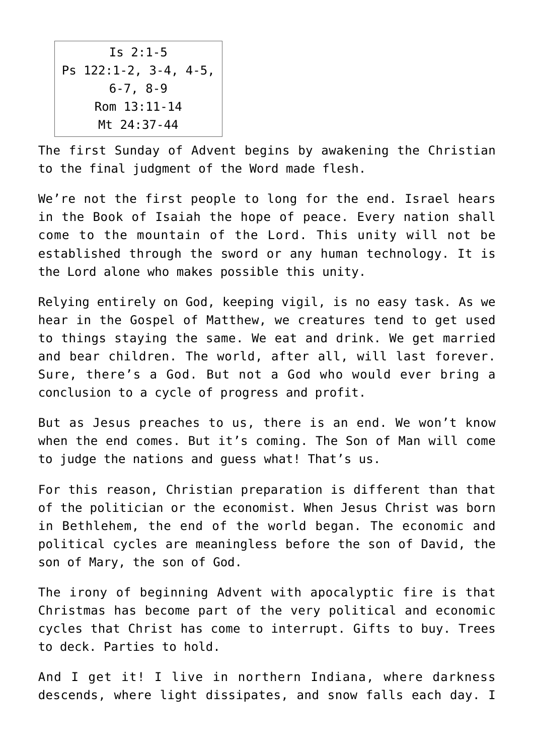Is 2:1-5
Ps 122:1-2, 3-4, 4-5, 6-7, 8-9
Rom 13:11-14
Mt 24:37-44

The first Sunday of Advent begins by awakening the Christian to the final judgment of the Word made flesh.

We're not the first people to long for the end. Israel hears in the Book of Isaiah the hope of peace. Every nation shall come to the mountain of the Lord. This unity will not be established through the sword or any human technology. It is the Lord alone who makes possible this unity.

Relying entirely on God, keeping vigil, is no easy task. As we hear in the Gospel of Matthew, we creatures tend to get used to things staying the same. We eat and drink. We get married and bear children. The world, after all, will last forever. Sure, there's a God. But not a God who would ever bring a conclusion to a cycle of progress and profit.

But as Jesus preaches to us, there is an end. We won't know when the end comes. But it's coming. The Son of Man will come to judge the nations and guess what! That's us.

For this reason, Christian preparation is different than that of the politician or the economist. When Jesus Christ was born in Bethlehem, the end of the world began. The economic and political cycles are meaningless before the son of David, the son of Mary, the son of God.

The irony of beginning Advent with apocalyptic fire is that Christmas has become part of the very political and economic cycles that Christ has come to interrupt. Gifts to buy. Trees to deck. Parties to hold.

And I get it! I live in northern Indiana, where darkness descends, where light dissipates, and snow falls each day. I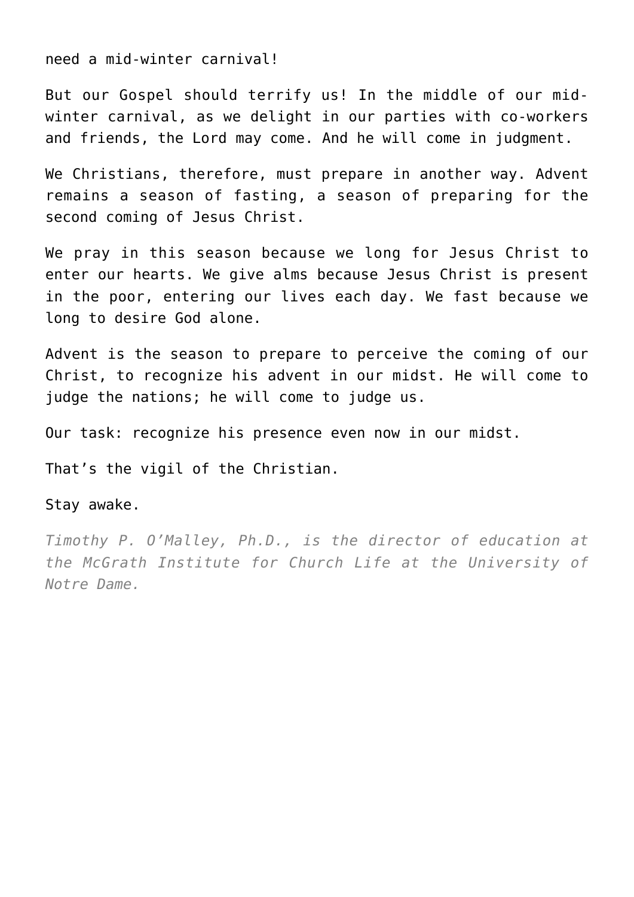need a mid-winter carnival!

But our Gospel should terrify us! In the middle of our mid-winter carnival, as we delight in our parties with co-workers and friends, the Lord may come. And he will come in judgment.

We Christians, therefore, must prepare in another way. Advent remains a season of fasting, a season of preparing for the second coming of Jesus Christ.

We pray in this season because we long for Jesus Christ to enter our hearts. We give alms because Jesus Christ is present in the poor, entering our lives each day. We fast because we long to desire God alone.

Advent is the season to prepare to perceive the coming of our Christ, to recognize his advent in our midst. He will come to judge the nations; he will come to judge us.

Our task: recognize his presence even now in our midst.

That's the vigil of the Christian.

Stay awake.

*Timothy P. O'Malley, Ph.D., is the director of education at the McGrath Institute for Church Life at the University of Notre Dame.*